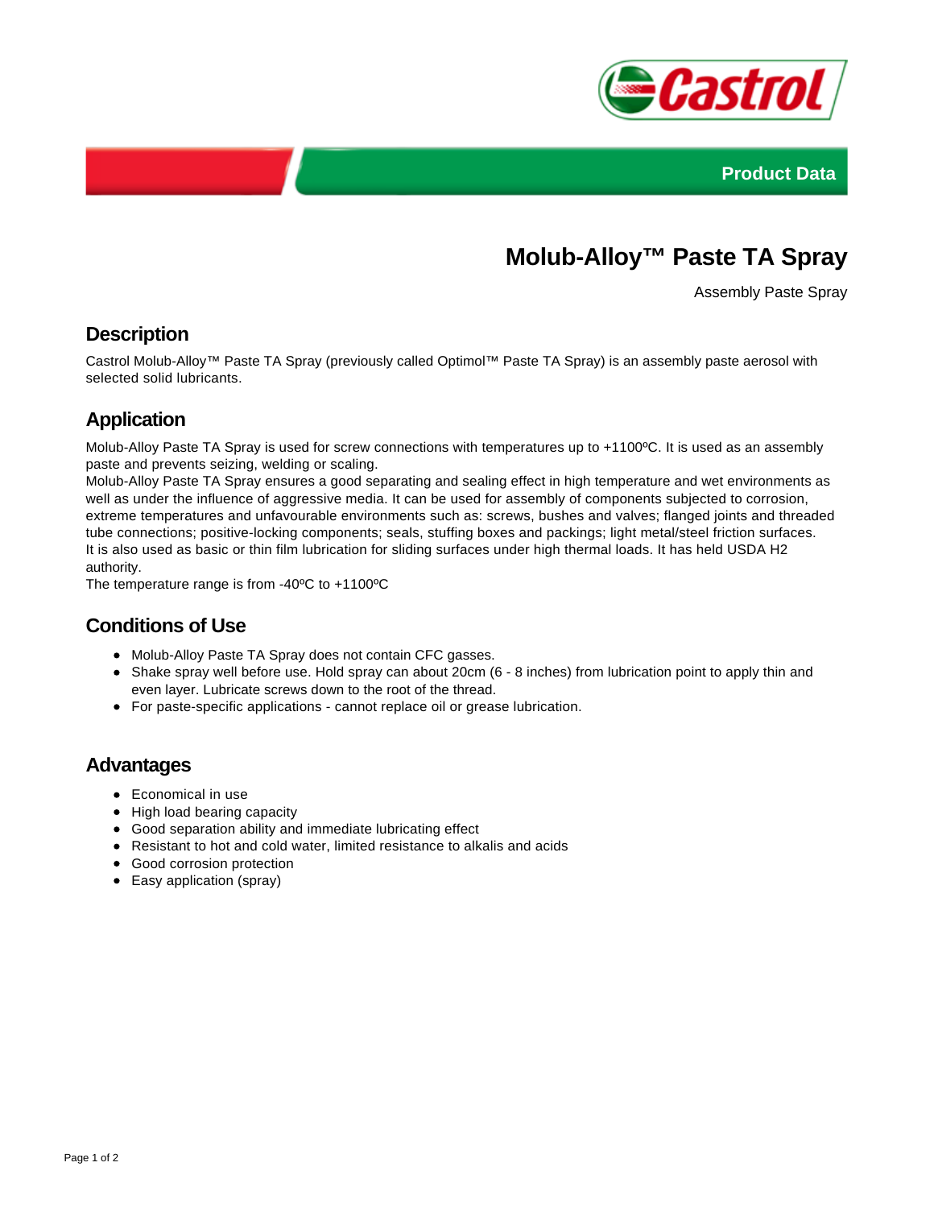Product Data

# Molub-Alloy™ Paste TA Spray

Assembly Paste Spray

## Description

Castrol Molub-Alloy™ Paste TA Spray (previously called Optimol™ Paste TA Spray) is an assembly paste aerosol with selected solid lubricants.

## Application

Molub-Alloy Paste TA Spray is used for screw connections with temperatures up to +1100ºC. It is used as an assembly paste and prevents seizing, welding or scaling.
Molub-Alloy Paste TA Spray ensures a good separating and sealing effect in high temperature and wet environments as well as under the influence of aggressive media. It can be used for assembly of components subjected to corrosion, extreme temperatures and unfavourable environments such as: screws, bushes and valves; flanged joints and threaded tube connections; positive-locking components; seals, stuffing boxes and packings; light metal/steel friction surfaces.
It is also used as basic or thin film lubrication for sliding surfaces under high thermal loads. It has held USDA H2 authority.
The temperature range is from -40ºC to +1100ºC

## Conditions of Use

- Molub-Alloy Paste TA Spray does not contain CFC gasses.
- Shake spray well before use. Hold spray can about 20cm (6 - 8 inches) from lubrication point to apply thin and even layer. Lubricate screws down to the root of the thread.
- For paste-specific applications - cannot replace oil or grease lubrication.

## Advantages

- Economical in use
- High load bearing capacity
- Good separation ability and immediate lubricating effect
- Resistant to hot and cold water, limited resistance to alkalis and acids
- Good corrosion protection
- Easy application (spray)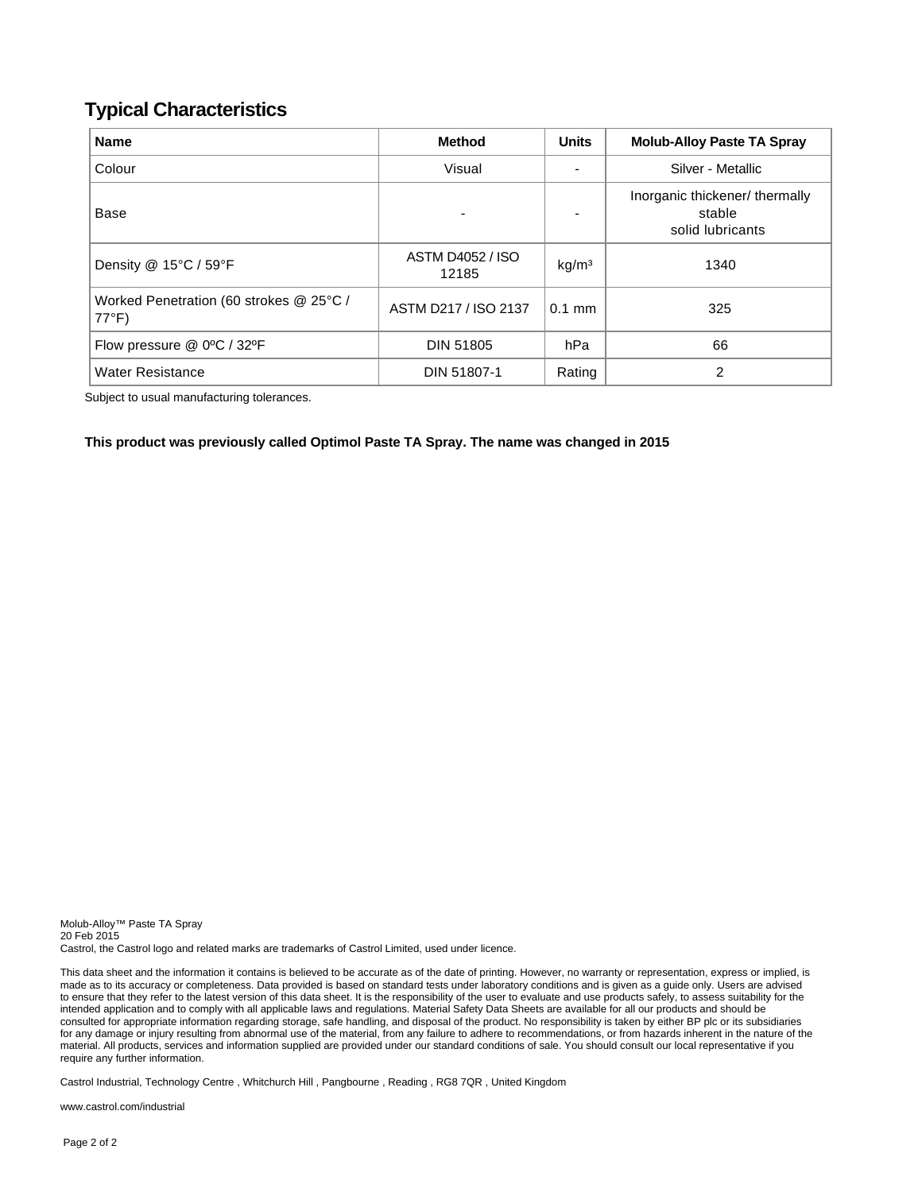## Typical Characteristics

| Name | Method | Units | Molub-Alloy Paste TA Spray |
|---|---|---|---|
| Colour | Visual | - | Silver - Metallic |
| Base | - | - | Inorganic thickener/ thermally stable solid lubricants |
| Density @ 15°C / 59°F | ASTM D4052 / ISO 12185 | kg/m³ | 1340 |
| Worked Penetration (60 strokes @ 25°C / 77°F) | ASTM D217 / ISO 2137 | 0.1 mm | 325 |
| Flow pressure @ 0ºC / 32ºF | DIN 51805 | hPa | 66 |
| Water Resistance | DIN 51807-1 | Rating | 2 |

Subject to usual manufacturing tolerances.

**This product was previously called Optimol Paste TA Spray. The name was changed in 2015**

Molub-Alloy™ Paste TA Spray
20 Feb 2015
Castrol, the Castrol logo and related marks are trademarks of Castrol Limited, used under licence.

This data sheet and the information it contains is believed to be accurate as of the date of printing. However, no warranty or representation, express or implied, is made as to its accuracy or completeness. Data provided is based on standard tests under laboratory conditions and is given as a guide only. Users are advised to ensure that they refer to the latest version of this data sheet. It is the responsibility of the user to evaluate and use products safely, to assess suitability for the intended application and to comply with all applicable laws and regulations. Material Safety Data Sheets are available for all our products and should be consulted for appropriate information regarding storage, safe handling, and disposal of the product. No responsibility is taken by either BP plc or its subsidiaries for any damage or injury resulting from abnormal use of the material, from any failure to adhere to recommendations, or from hazards inherent in the nature of the material. All products, services and information supplied are provided under our standard conditions of sale. You should consult our local representative if you require any further information.

Castrol Industrial, Technology Centre , Whitchurch Hill , Pangbourne , Reading , RG8 7QR , United Kingdom

www.castrol.com/industrial